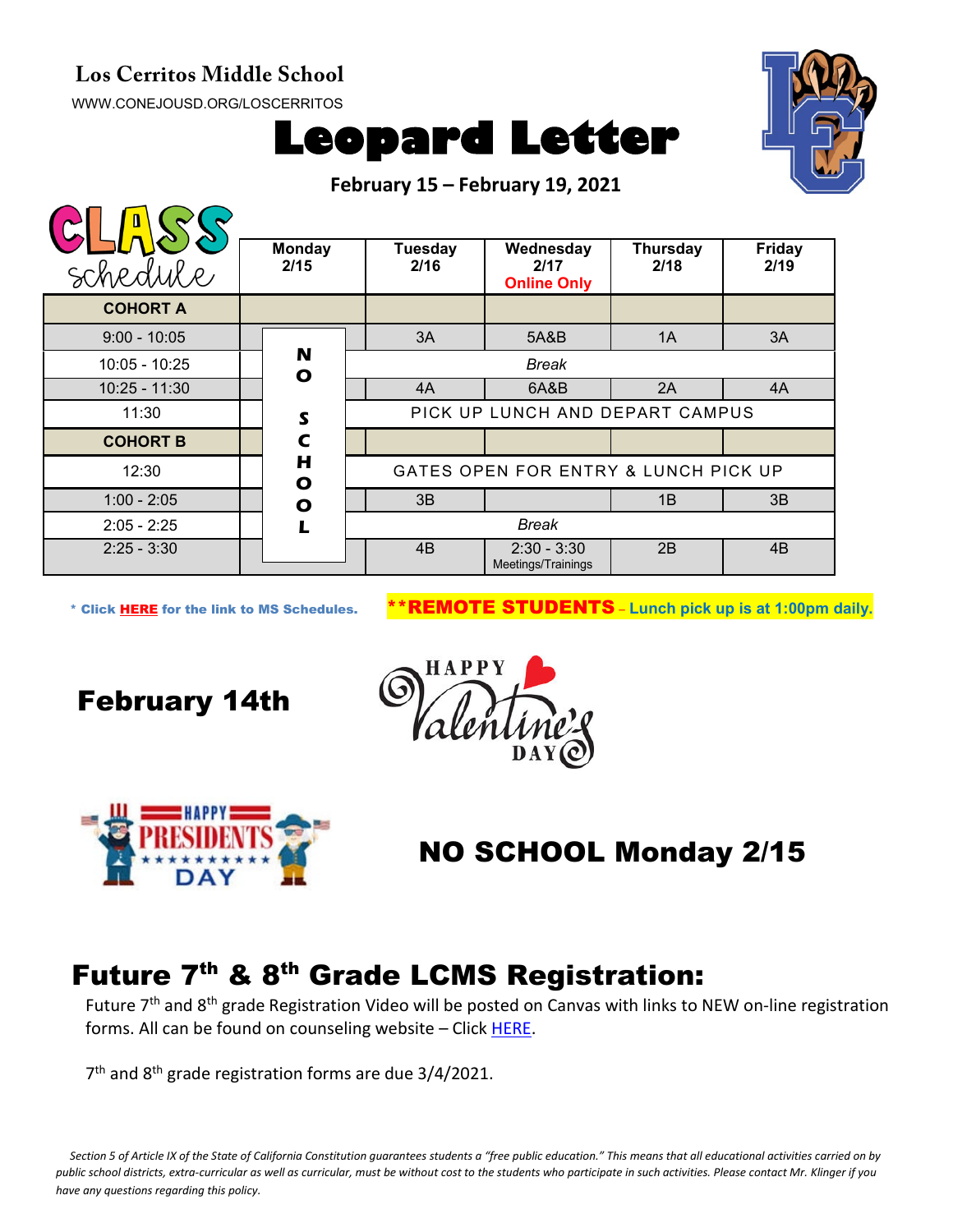**Los Cerritos Middle School**

WWW.CONEJOUSD.ORG/LOSCERRITOS

# Leopard Letter

**February 15 – February 19, 2021**

| CLASS schedule | Monday 2/15 | Tuesday 2/16 | Wednesday 2/17 Online Only | Thursday 2/18 | Friday 2/19 |
|---|---|---|---|---|---|
| **COHORT A** | | | | | |
| 9:00 - 10:05 | NO SCHOOL | 3A | 5A&B | 1A | 3A |
| 10:05 - 10:25 | | *Break* | | | |
| 10:25 - 11:30 | | 4A | 6A&B | 2A | 4A |
| 11:30 | | PICK UP LUNCH AND DEPART CAMPUS | | | |
| **COHORT B** | | | | | |
| 12:30 | | GATES OPEN FOR ENTRY & LUNCH PICK UP | | | |
| 1:00 - 2:05 | | 3B | | 1B | 3B |
| 2:05 - 2:25 | | *Break* | | | |
| 2:25 - 3:30 | | 4B | 2:30 - 3:30 Meetings/Trainings | 2B | 4B |

* Click HERE for the link to MS Schedules.

**\*\*REMOTE STUDENTS – Lunch pick up is at 1:00pm daily.**

## February 14th

HAPPY Valentine's DAY

HAPPY PRESIDENTS DAY

## NO SCHOOL Monday 2/15

## Future 7th & 8th Grade LCMS Registration:

Future 7th and 8th grade Registration Video will be posted on Canvas with links to NEW on-line registration forms. All can be found on counseling website – Click HERE.

7th and 8th grade registration forms are due 3/4/2021.

*Section 5 of Article IX of the State of California Constitution guarantees students a "free public education." This means that all educational activities carried on by public school districts, extra-curricular as well as curricular, must be without cost to the students who participate in such activities. Please contact Mr. Klinger if you have any questions regarding this policy.*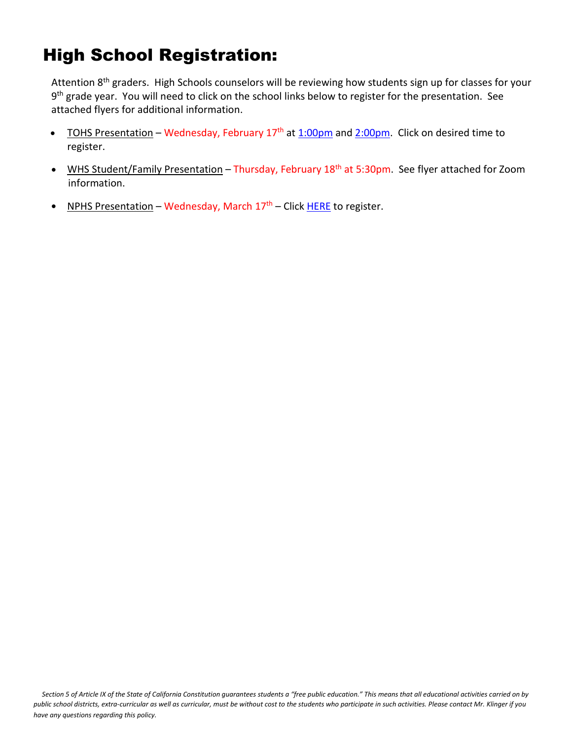# High School Registration:

Attention 8th graders. High Schools counselors will be reviewing how students sign up for classes for your 9th grade year. You will need to click on the school links below to register for the presentation. See attached flyers for additional information.

- TOHS Presentation – Wednesday, February 17th at 1:00pm and 2:00pm. Click on desired time to register.
- WHS Student/Family Presentation – Thursday, February 18th at 5:30pm. See flyer attached for Zoom information.
- NPHS Presentation – Wednesday, March 17th – Click HERE to register.

*Section 5 of Article IX of the State of California Constitution guarantees students a "free public education." This means that all educational activities carried on by public school districts, extra-curricular as well as curricular, must be without cost to the students who participate in such activities. Please contact Mr. Klinger if you have any questions regarding this policy.*